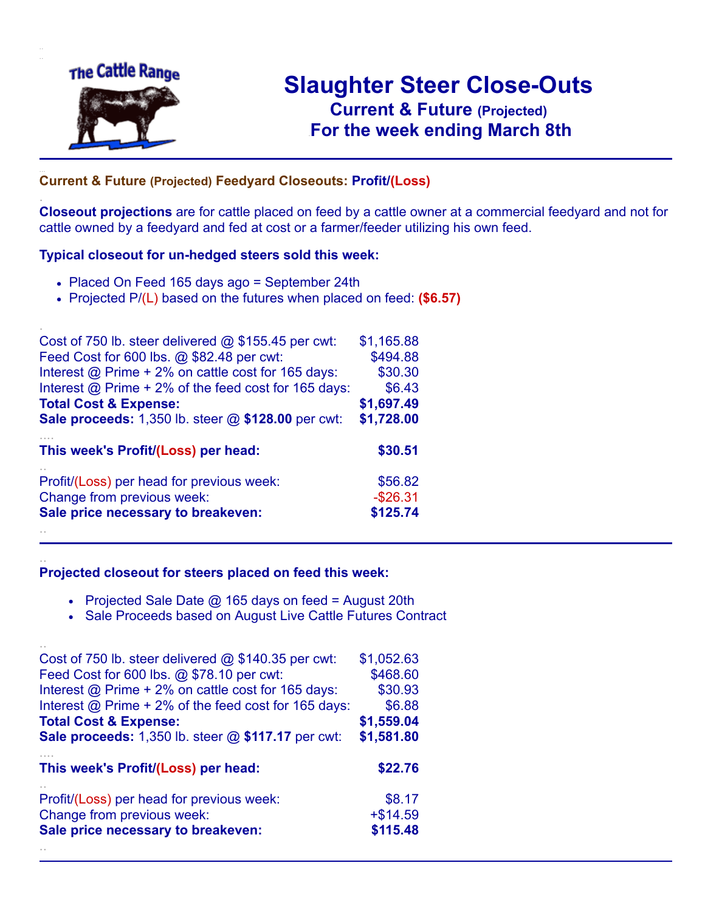The Cattle Range

# Slaughter Steer Close-Outs

## Current & Future (Projected)
## For the week ending March 8th

---

### Current & Future (Projected) Feedyard Closeouts: Profit/(Loss)

**Closeout projections** are for cattle placed on feed by a cattle owner at a commercial feedyard and not for cattle owned by a feedyard and fed at cost or a farmer/feeder utilizing his own feed.

**Typical closeout for un-hedged steers sold this week:**

- Placed On Feed 165 days ago = September 24th
- Projected P/(L) based on the futures when placed on feed: **($6.57)**

| | |
|---|---|
| Cost of 750 lb. steer delivered @ $155.45 per cwt: | $1,165.88 |
| Feed Cost for 600 lbs. @ $82.48 per cwt: | $494.88 |
| Interest @ Prime + 2% on cattle cost for 165 days: | $30.30 |
| Interest @ Prime + 2% of the feed cost for 165 days: | $6.43 |
| **Total Cost & Expense:** | **$1,697.49** |
| **Sale proceeds:** 1,350 lb. steer @ **$128.00** per cwt: | **$1,728.00** |
| **This week's Profit/(Loss) per head:** | **$30.51** |
| Profit/(Loss) per head for previous week: | $56.82 |
| Change from previous week: | -$26.31 |
| **Sale price necessary to breakeven:** | **$125.74** |

---

**Projected closeout for steers placed on feed this week:**

- Projected Sale Date @ 165 days on feed = August 20th
- Sale Proceeds based on August Live Cattle Futures Contract

| | |
|---|---|
| Cost of 750 lb. steer delivered @ $140.35 per cwt: | $1,052.63 |
| Feed Cost for 600 lbs. @ $78.10 per cwt: | $468.60 |
| Interest @ Prime + 2% on cattle cost for 165 days: | $30.93 |
| Interest @ Prime + 2% of the feed cost for 165 days: | $6.88 |
| **Total Cost & Expense:** | **$1,559.04** |
| **Sale proceeds:** 1,350 lb. steer @ **$117.17** per cwt: | **$1,581.80** |
| **This week's Profit/(Loss) per head:** | **$22.76** |
| Profit/(Loss) per head for previous week: | $8.17 |
| Change from previous week: | +$14.59 |
| **Sale price necessary to breakeven:** | **$115.48** |

---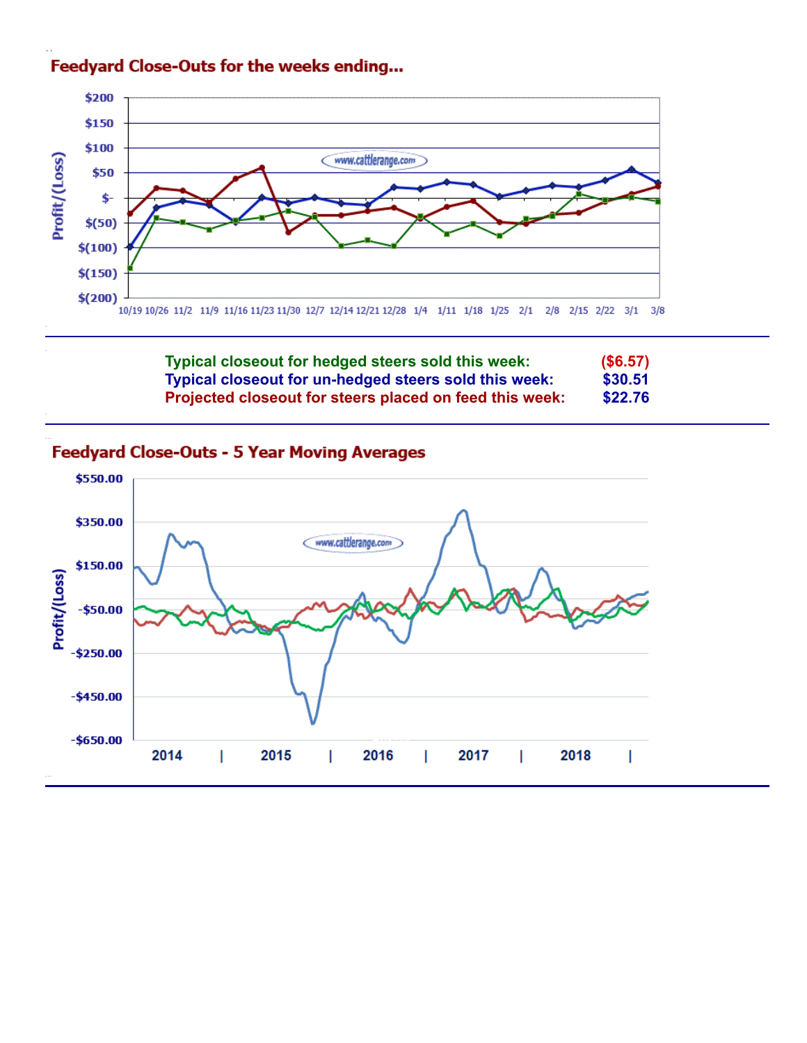## Feedyard Close-Outs for the weeks ending...

$200
$150
$100
$50
$-
$(50)
$(100)
$(150)
$(200)

Profit/(Loss)

www.cattlerange.com

10/19 10/26 11/2 11/9 11/16 11/23 11/30 12/7 12/14 12/21 12/28 1/4 1/11 1/18 1/25 2/1 2/8 2/15 2/22 3/1 3/8

| | |
|---|---|
| Typical closeout for hedged steers sold this week: | ($6.57) |
| Typical closeout for un-hedged steers sold this week: | $30.51 |
| Projected closeout for steers placed on feed this week: | $22.76 |

## Feedyard Close-Outs - 5 Year Moving Averages

$550.00
$350.00
$150.00
-$50.00
-$250.00
-$450.00
-$650.00

Profit/(Loss)

www.cattlerange.com

2014 | 2015 | 2016 | 2017 | 2018 |